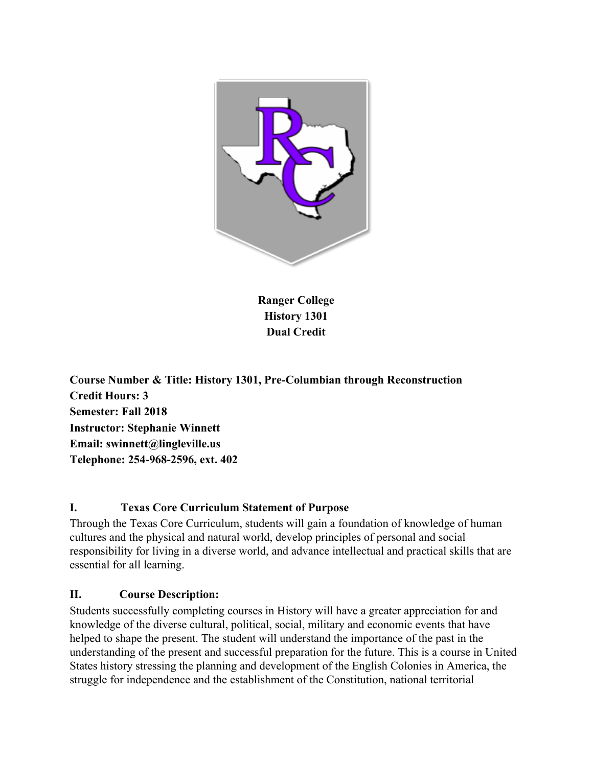**Ranger College**
**History 1301**
**Dual Credit**

**Course Number & Title: History 1301, Pre-Columbian through Reconstruction**
**Credit Hours: 3**
**Semester: Fall 2018**
**Instructor: Stephanie Winnett**
**Email: swinnett@lingleville.us**
**Telephone: 254-968-2596, ext. 402**

## I. Texas Core Curriculum Statement of Purpose

Through the Texas Core Curriculum, students will gain a foundation of knowledge of human cultures and the physical and natural world, develop principles of personal and social responsibility for living in a diverse world, and advance intellectual and practical skills that are essential for all learning.

## II. Course Description:

Students successfully completing courses in History will have a greater appreciation for and knowledge of the diverse cultural, political, social, military and economic events that have helped to shape the present. The student will understand the importance of the past in the understanding of the present and successful preparation for the future. This is a course in United States history stressing the planning and development of the English Colonies in America, the struggle for independence and the establishment of the Constitution, national territorial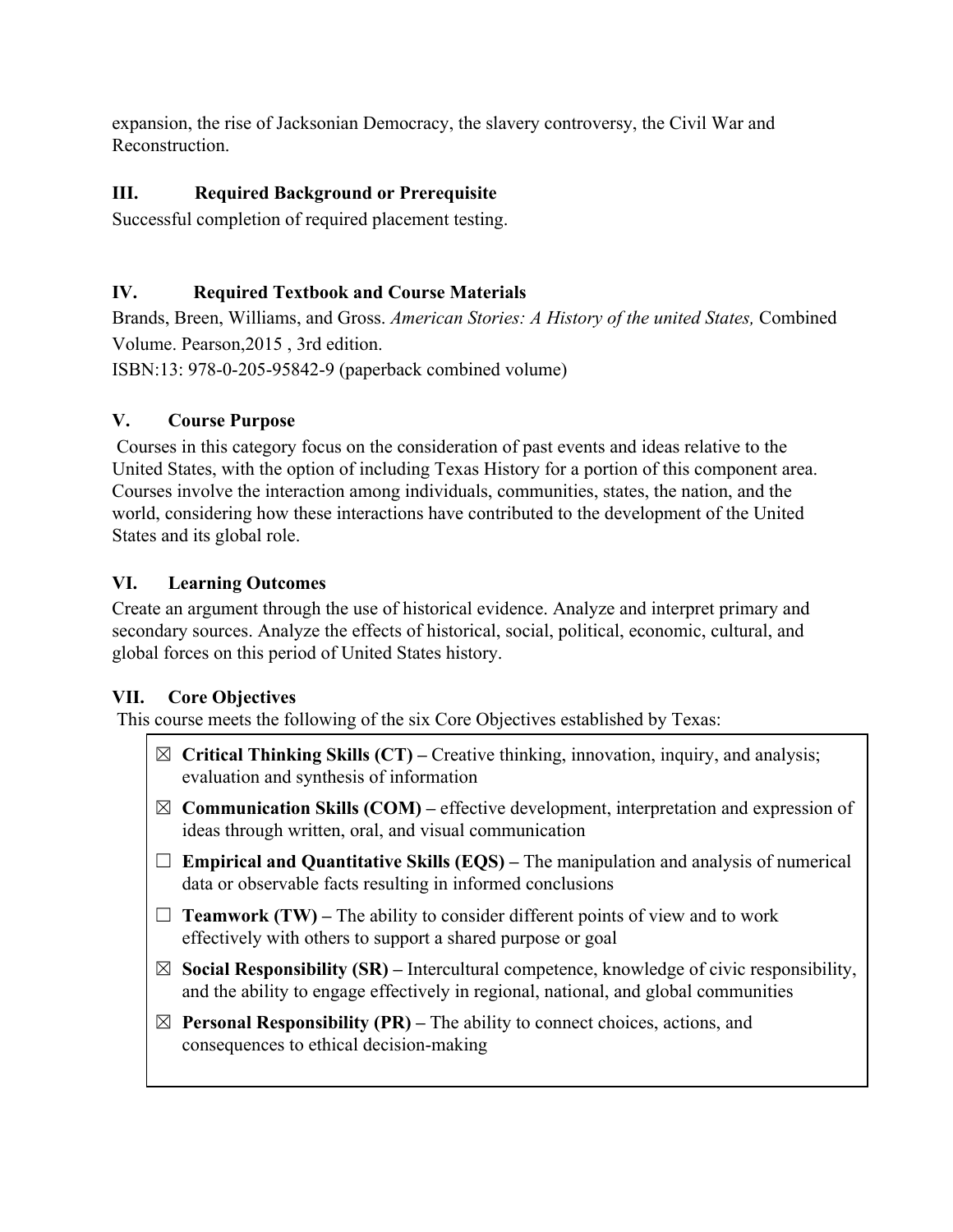expansion, the rise of Jacksonian Democracy, the slavery controversy, the Civil War and Reconstruction.

### III. Required Background or Prerequisite

Successful completion of required placement testing.

### IV. Required Textbook and Course Materials

Brands, Breen, Williams, and Gross. *American Stories: A History of the united States,* Combined Volume. Pearson,2015 , 3rd edition.
ISBN:13: 978-0-205-95842-9 (paperback combined volume)

### V. Course Purpose

Courses in this category focus on the consideration of past events and ideas relative to the United States, with the option of including Texas History for a portion of this component area. Courses involve the interaction among individuals, communities, states, the nation, and the world, considering how these interactions have contributed to the development of the United States and its global role.

### VI. Learning Outcomes

Create an argument through the use of historical evidence. Analyze and interpret primary and secondary sources. Analyze the effects of historical, social, political, economic, cultural, and global forces on this period of United States history.

### VII. Core Objectives

This course meets the following of the six Core Objectives established by Texas:

- ☒ **Critical Thinking Skills (CT) –** Creative thinking, innovation, inquiry, and analysis; evaluation and synthesis of information
- ☒ **Communication Skills (COM) –** effective development, interpretation and expression of ideas through written, oral, and visual communication
- ☐ **Empirical and Quantitative Skills (EQS) –** The manipulation and analysis of numerical data or observable facts resulting in informed conclusions
- ☐ **Teamwork (TW) –** The ability to consider different points of view and to work effectively with others to support a shared purpose or goal
- ☒ **Social Responsibility (SR) –** Intercultural competence, knowledge of civic responsibility, and the ability to engage effectively in regional, national, and global communities
- ☒ **Personal Responsibility (PR) –** The ability to connect choices, actions, and consequences to ethical decision-making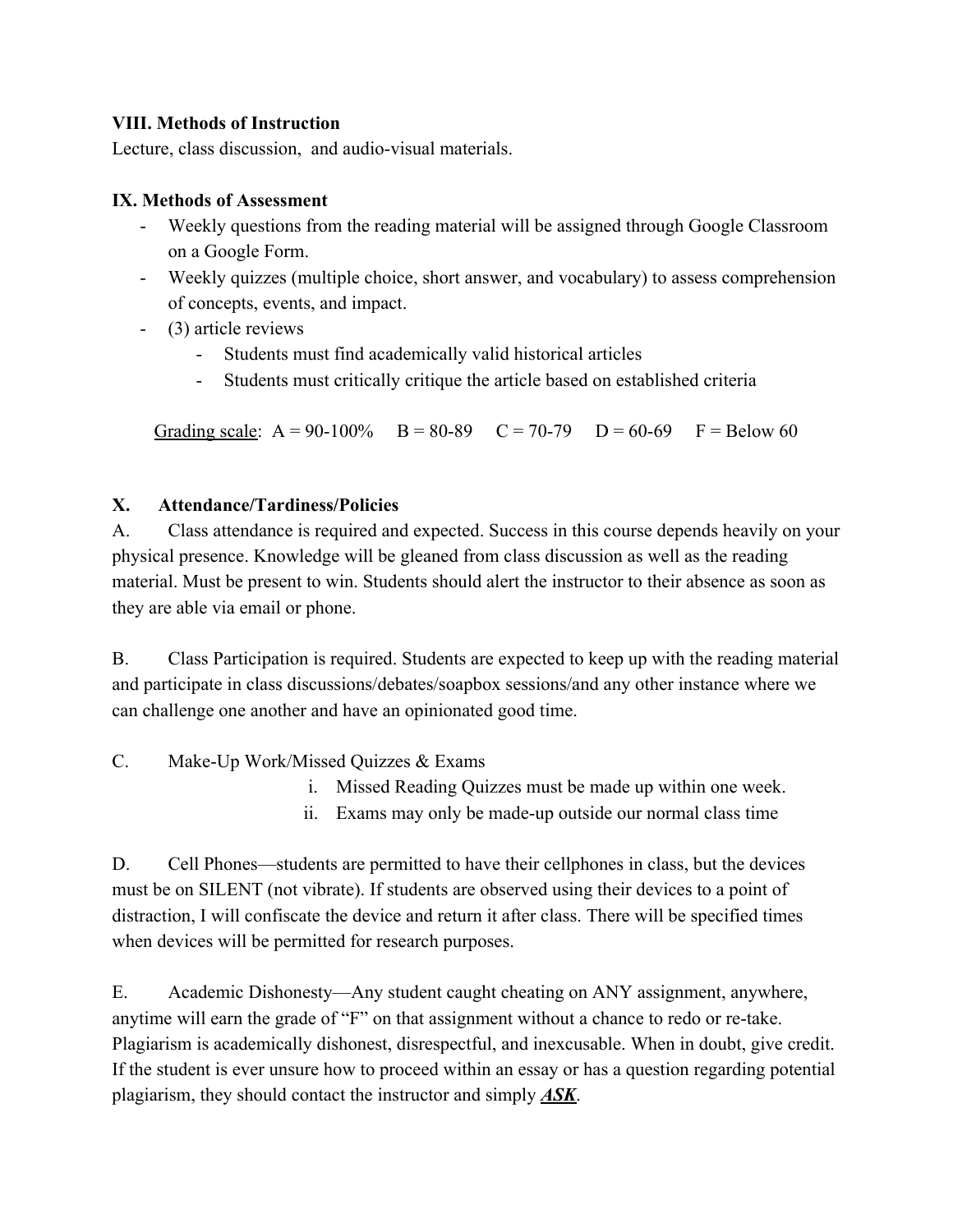**VIII. Methods of Instruction**

Lecture, class discussion, and audio-visual materials.

**IX. Methods of Assessment**

- Weekly questions from the reading material will be assigned through Google Classroom on a Google Form.
- Weekly quizzes (multiple choice, short answer, and vocabulary) to assess comprehension of concepts, events, and impact.
- (3) article reviews
    - Students must find academically valid historical articles
    - Students must critically critique the article based on established criteria

<u>Grading scale</u>: A = 90-100% B = 80-89 C = 70-79 D = 60-69 F = Below 60

**X. Attendance/Tardiness/Policies**

A. Class attendance is required and expected. Success in this course depends heavily on your physical presence. Knowledge will be gleaned from class discussion as well as the reading material. Must be present to win. Students should alert the instructor to their absence as soon as they are able via email or phone.

B. Class Participation is required. Students are expected to keep up with the reading material and participate in class discussions/debates/soapbox sessions/and any other instance where we can challenge one another and have an opinionated good time.

C. Make-Up Work/Missed Quizzes & Exams

i. Missed Reading Quizzes must be made up within one week.

ii. Exams may only be made-up outside our normal class time

D. Cell Phones—students are permitted to have their cellphones in class, but the devices must be on SILENT (not vibrate). If students are observed using their devices to a point of distraction, I will confiscate the device and return it after class. There will be specified times when devices will be permitted for research purposes.

E. Academic Dishonesty—Any student caught cheating on ANY assignment, anywhere, anytime will earn the grade of "F" on that assignment without a chance to redo or re-take. Plagiarism is academically dishonest, disrespectful, and inexcusable. When in doubt, give credit. If the student is ever unsure how to proceed within an essay or has a question regarding potential plagiarism, they should contact the instructor and simply ***<u>ASK</u>***.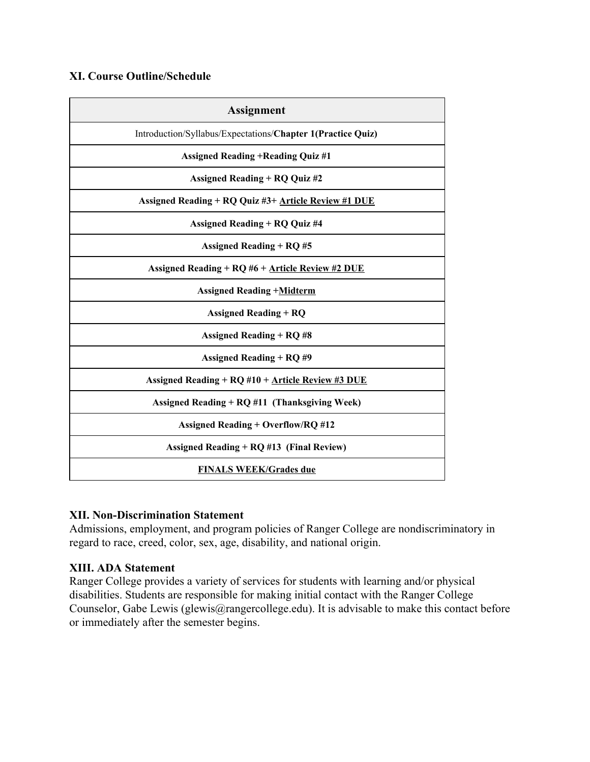### XI. Course Outline/Schedule

| Assignment |
| --- |
| Introduction/Syllabus/Expectations/**Chapter 1(Practice Quiz)** |
| **Assigned Reading +Reading Quiz #1** |
| **Assigned Reading + RQ Quiz #2** |
| **Assigned Reading + RQ Quiz #3+ <u>Article Review #1 DUE</u>** |
| **Assigned Reading + RQ Quiz #4** |
| **Assigned Reading + RQ #5** |
| **Assigned Reading + RQ #6 + <u>Article Review #2 DUE</u>** |
| **Assigned Reading +<u>Midterm</u>** |
| **Assigned Reading + RQ** |
| **Assigned Reading + RQ #8** |
| **Assigned Reading + RQ #9** |
| **Assigned Reading + RQ #10 + <u>Article Review #3 DUE</u>** |
| **Assigned Reading + RQ #11 (Thanksgiving Week)** |
| **Assigned Reading + Overflow/RQ #12** |
| **Assigned Reading + RQ #13 (Final Review)** |
| **<u>FINALS WEEK/Grades due</u>** |

### XII. Non-Discrimination Statement

Admissions, employment, and program policies of Ranger College are nondiscriminatory in regard to race, creed, color, sex, age, disability, and national origin.

### XIII. ADA Statement

Ranger College provides a variety of services for students with learning and/or physical disabilities. Students are responsible for making initial contact with the Ranger College Counselor, Gabe Lewis (glewis@rangercollege.edu). It is advisable to make this contact before or immediately after the semester begins.